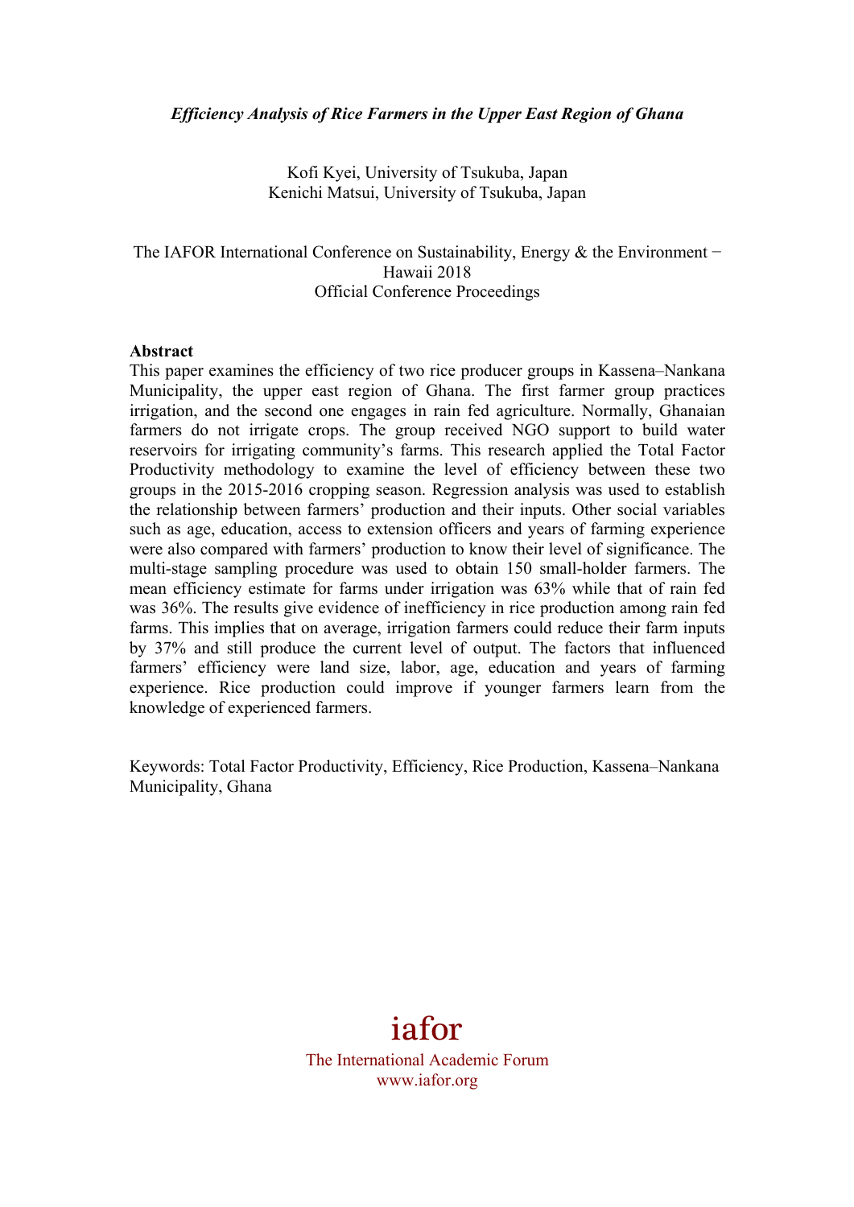*Efficiency Analysis of Rice Farmers in the Upper East Region of Ghana*

Kofi Kyei, University of Tsukuba, Japan
Kenichi Matsui, University of Tsukuba, Japan

The IAFOR International Conference on Sustainability, Energy & the Environment − Hawaii 2018
Official Conference Proceedings

**Abstract**

This paper examines the efficiency of two rice producer groups in Kassena–Nankana Municipality, the upper east region of Ghana. The first farmer group practices irrigation, and the second one engages in rain fed agriculture. Normally, Ghanaian farmers do not irrigate crops. The group received NGO support to build water reservoirs for irrigating community's farms. This research applied the Total Factor Productivity methodology to examine the level of efficiency between these two groups in the 2015-2016 cropping season. Regression analysis was used to establish the relationship between farmers' production and their inputs. Other social variables such as age, education, access to extension officers and years of farming experience were also compared with farmers' production to know their level of significance. The multi-stage sampling procedure was used to obtain 150 small-holder farmers. The mean efficiency estimate for farms under irrigation was 63% while that of rain fed was 36%. The results give evidence of inefficiency in rice production among rain fed farms. This implies that on average, irrigation farmers could reduce their farm inputs by 37% and still produce the current level of output. The factors that influenced farmers' efficiency were land size, labor, age, education and years of farming experience. Rice production could improve if younger farmers learn from the knowledge of experienced farmers.

Keywords: Total Factor Productivity, Efficiency, Rice Production, Kassena–Nankana Municipality, Ghana

iafor
The International Academic Forum
www.iafor.org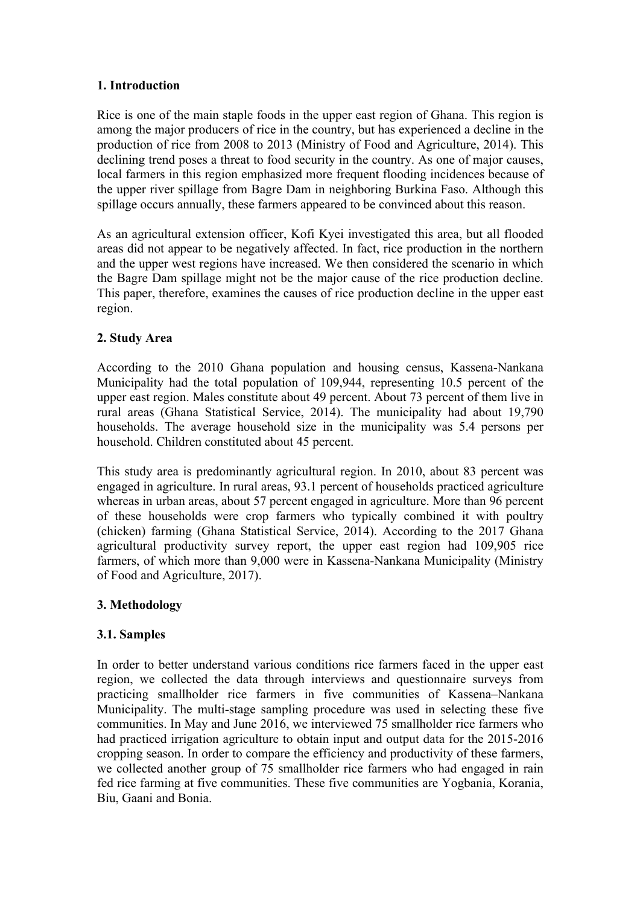## 1. Introduction

Rice is one of the main staple foods in the upper east region of Ghana. This region is among the major producers of rice in the country, but has experienced a decline in the production of rice from 2008 to 2013 (Ministry of Food and Agriculture, 2014). This declining trend poses a threat to food security in the country. As one of major causes, local farmers in this region emphasized more frequent flooding incidences because of the upper river spillage from Bagre Dam in neighboring Burkina Faso. Although this spillage occurs annually, these farmers appeared to be convinced about this reason.

As an agricultural extension officer, Kofi Kyei investigated this area, but all flooded areas did not appear to be negatively affected. In fact, rice production in the northern and the upper west regions have increased. We then considered the scenario in which the Bagre Dam spillage might not be the major cause of the rice production decline. This paper, therefore, examines the causes of rice production decline in the upper east region.

## 2. Study Area

According to the 2010 Ghana population and housing census, Kassena-Nankana Municipality had the total population of 109,944, representing 10.5 percent of the upper east region. Males constitute about 49 percent. About 73 percent of them live in rural areas (Ghana Statistical Service, 2014). The municipality had about 19,790 households. The average household size in the municipality was 5.4 persons per household. Children constituted about 45 percent.

This study area is predominantly agricultural region. In 2010, about 83 percent was engaged in agriculture. In rural areas, 93.1 percent of households practiced agriculture whereas in urban areas, about 57 percent engaged in agriculture. More than 96 percent of these households were crop farmers who typically combined it with poultry (chicken) farming (Ghana Statistical Service, 2014). According to the 2017 Ghana agricultural productivity survey report, the upper east region had 109,905 rice farmers, of which more than 9,000 were in Kassena-Nankana Municipality (Ministry of Food and Agriculture, 2017).

## 3. Methodology

### 3.1. Samples

In order to better understand various conditions rice farmers faced in the upper east region, we collected the data through interviews and questionnaire surveys from practicing smallholder rice farmers in five communities of Kassena–Nankana Municipality. The multi-stage sampling procedure was used in selecting these five communities. In May and June 2016, we interviewed 75 smallholder rice farmers who had practiced irrigation agriculture to obtain input and output data for the 2015-2016 cropping season. In order to compare the efficiency and productivity of these farmers, we collected another group of 75 smallholder rice farmers who had engaged in rain fed rice farming at five communities. These five communities are Yogbania, Korania, Biu, Gaani and Bonia.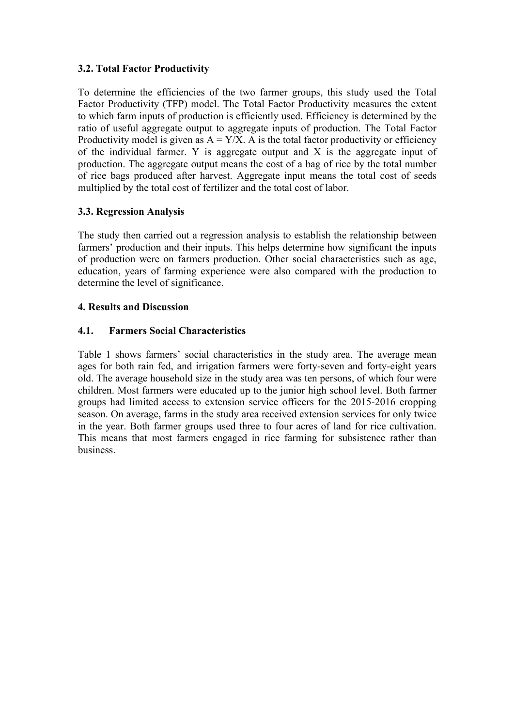### 3.2. Total Factor Productivity

To determine the efficiencies of the two farmer groups, this study used the Total Factor Productivity (TFP) model. The Total Factor Productivity measures the extent to which farm inputs of production is efficiently used. Efficiency is determined by the ratio of useful aggregate output to aggregate inputs of production. The Total Factor Productivity model is given as $A = Y/X$. A is the total factor productivity or efficiency of the individual farmer. Y is aggregate output and X is the aggregate input of production. The aggregate output means the cost of a bag of rice by the total number of rice bags produced after harvest. Aggregate input means the total cost of seeds multiplied by the total cost of fertilizer and the total cost of labor.

### 3.3. Regression Analysis

The study then carried out a regression analysis to establish the relationship between farmers' production and their inputs. This helps determine how significant the inputs of production were on farmers production. Other social characteristics such as age, education, years of farming experience were also compared with the production to determine the level of significance.

## 4. Results and Discussion

### 4.1. Farmers Social Characteristics

Table 1 shows farmers' social characteristics in the study area. The average mean ages for both rain fed, and irrigation farmers were forty-seven and forty-eight years old. The average household size in the study area was ten persons, of which four were children. Most farmers were educated up to the junior high school level. Both farmer groups had limited access to extension service officers for the 2015-2016 cropping season. On average, farms in the study area received extension services for only twice in the year. Both farmer groups used three to four acres of land for rice cultivation. This means that most farmers engaged in rice farming for subsistence rather than business.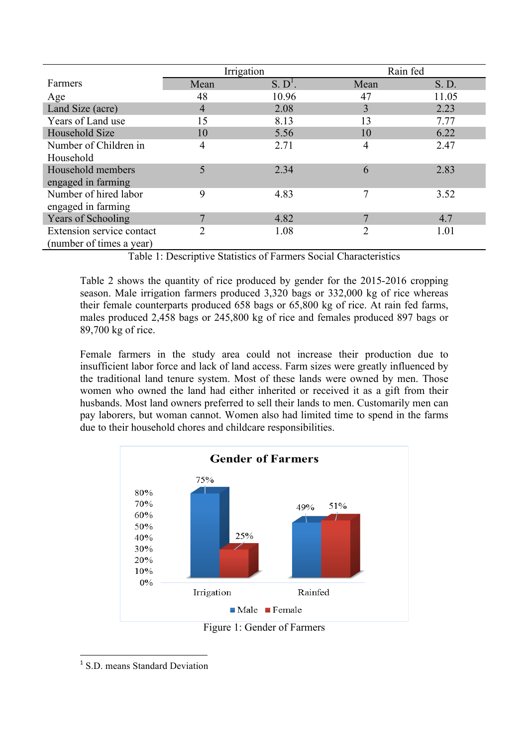| Farmers | Irrigation | | Rain fed | |
|---|---|---|---|---|
| | Mean | S. D[1]. | Mean | S. D. |
| Age | 48 | 10.96 | 47 | 11.05 |
| Land Size (acre) | 4 | 2.08 | 3 | 2.23 |
| Years of Land use | 15 | 8.13 | 13 | 7.77 |
| Household Size | 10 | 5.56 | 10 | 6.22 |
| Number of Children in Household | 4 | 2.71 | 4 | 2.47 |
| Household members engaged in farming | 5 | 2.34 | 6 | 2.83 |
| Number of hired labor engaged in farming | 9 | 4.83 | 7 | 3.52 |
| Years of Schooling | 7 | 4.82 | 7 | 4.7 |
| Extension service contact (number of times a year) | 2 | 1.08 | 2 | 1.01 |

Table 1: Descriptive Statistics of Farmers Social Characteristics

Table 2 shows the quantity of rice produced by gender for the 2015-2016 cropping season. Male irrigation farmers produced 3,320 bags or 332,000 kg of rice whereas their female counterparts produced 658 bags or 65,800 kg of rice. At rain fed farms, males produced 2,458 bags or 245,800 kg of rice and females produced 897 bags or 89,700 kg of rice.

Female farmers in the study area could not increase their production due to insufficient labor force and lack of land access. Farm sizes were greatly influenced by the traditional land tenure system. Most of these lands were owned by men. Those women who owned the land had either inherited or received it as a gift from their husbands. Most land owners preferred to sell their lands to men. Customarily men can pay laborers, but woman cannot. Women also had limited time to spend in the farms due to their household chores and childcare responsibilities.

**Gender of Farmers**

| | Male | Female |
|---|---|---|
| Irrigation | 75% | 25% |
| Rainfed | 49% | 51% |

Figure 1: Gender of Farmers

[1] S.D. means Standard Deviation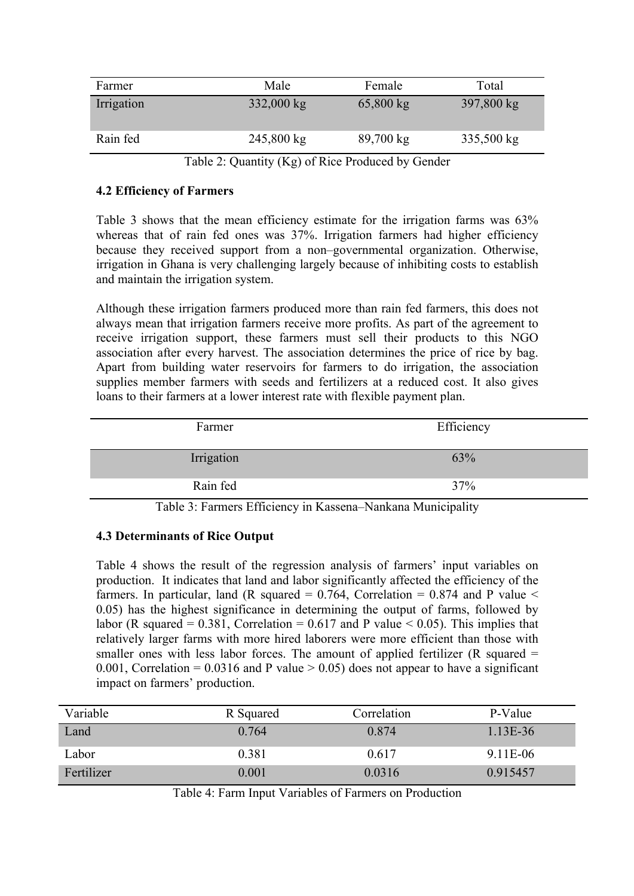| Farmer | Male | Female | Total |
|---|---|---|---|
| Irrigation | 332,000 kg | 65,800 kg | 397,800 kg |
| Rain fed | 245,800 kg | 89,700 kg | 335,500 kg |

Table 2: Quantity (Kg) of Rice Produced by Gender

**4.2 Efficiency of Farmers**

Table 3 shows that the mean efficiency estimate for the irrigation farms was 63% whereas that of rain fed ones was 37%. Irrigation farmers had higher efficiency because they received support from a non–governmental organization. Otherwise, irrigation in Ghana is very challenging largely because of inhibiting costs to establish and maintain the irrigation system.

Although these irrigation farmers produced more than rain fed farmers, this does not always mean that irrigation farmers receive more profits. As part of the agreement to receive irrigation support, these farmers must sell their products to this NGO association after every harvest. The association determines the price of rice by bag. Apart from building water reservoirs for farmers to do irrigation, the association supplies member farmers with seeds and fertilizers at a reduced cost. It also gives loans to their farmers at a lower interest rate with flexible payment plan.

| Farmer | Efficiency |
|---|---|
| Irrigation | 63% |
| Rain fed | 37% |

Table 3: Farmers Efficiency in Kassena–Nankana Municipality

**4.3 Determinants of Rice Output**

Table 4 shows the result of the regression analysis of farmers' input variables on production. It indicates that land and labor significantly affected the efficiency of the farmers. In particular, land ($R$ squared = 0.764, Correlation = 0.874 and P value $< 0.05$) has the highest significance in determining the output of farms, followed by labor ($R$ squared = 0.381, Correlation = 0.617 and P value $< 0.05$). This implies that relatively larger farms with more hired laborers were more efficient than those with smaller ones with less labor forces. The amount of applied fertilizer ($R$ squared = 0.001, Correlation = 0.0316 and P value $> 0.05$) does not appear to have a significant impact on farmers' production.

| Variable | R Squared | Correlation | P-Value |
|---|---|---|---|
| Land | 0.764 | 0.874 | 1.13E-36 |
| Labor | 0.381 | 0.617 | 9.11E-06 |
| Fertilizer | 0.001 | 0.0316 | 0.915457 |

Table 4: Farm Input Variables of Farmers on Production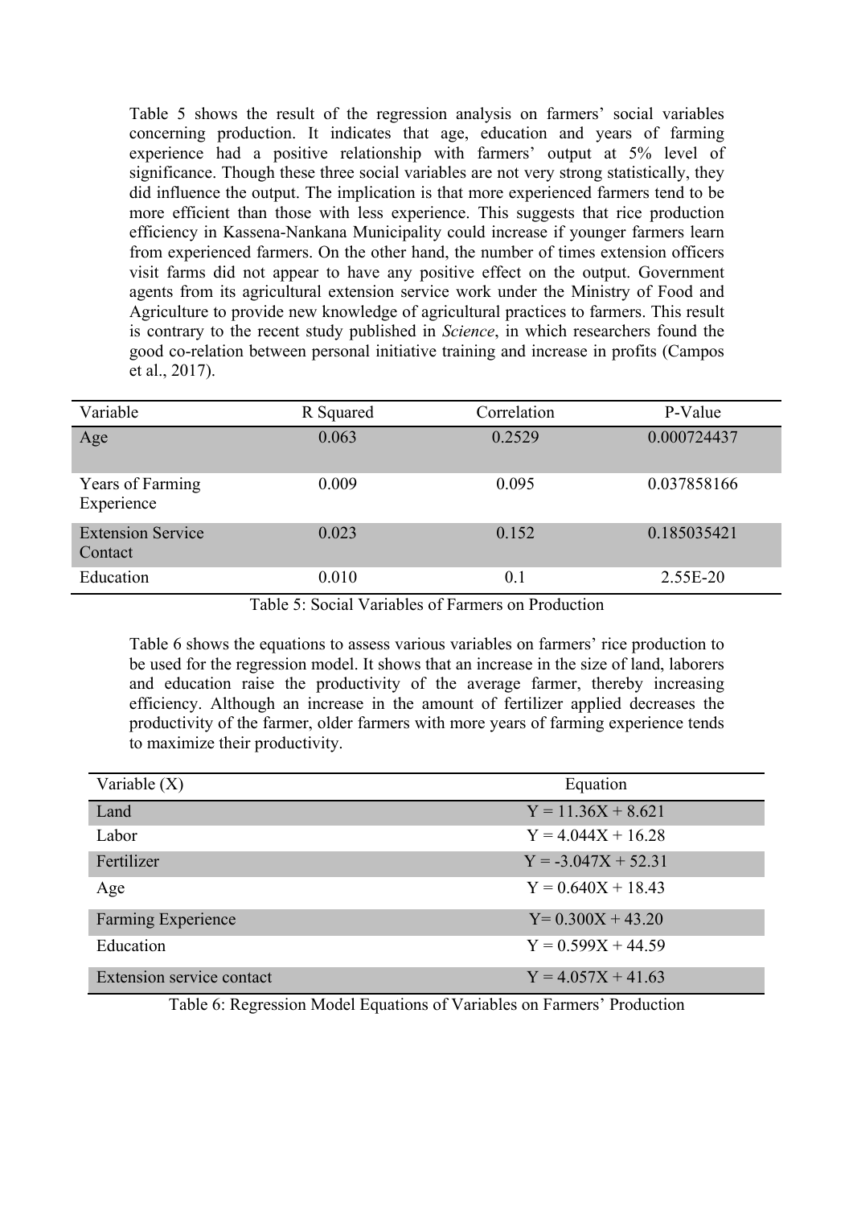Table 5 shows the result of the regression analysis on farmers' social variables concerning production. It indicates that age, education and years of farming experience had a positive relationship with farmers' output at 5% level of significance. Though these three social variables are not very strong statistically, they did influence the output. The implication is that more experienced farmers tend to be more efficient than those with less experience. This suggests that rice production efficiency in Kassena-Nankana Municipality could increase if younger farmers learn from experienced farmers. On the other hand, the number of times extension officers visit farms did not appear to have any positive effect on the output. Government agents from its agricultural extension service work under the Ministry of Food and Agriculture to provide new knowledge of agricultural practices to farmers. This result is contrary to the recent study published in *Science*, in which researchers found the good co-relation between personal initiative training and increase in profits (Campos et al., 2017).

| Variable | R Squared | Correlation | P-Value |
|---|---|---|---|
| Age | 0.063 | 0.2529 | 0.000724437 |
| Years of Farming Experience | 0.009 | 0.095 | 0.037858166 |
| Extension Service Contact | 0.023 | 0.152 | 0.185035421 |
| Education | 0.010 | 0.1 | 2.55E-20 |

Table 5: Social Variables of Farmers on Production

Table 6 shows the equations to assess various variables on farmers' rice production to be used for the regression model. It shows that an increase in the size of land, laborers and education raise the productivity of the average farmer, thereby increasing efficiency. Although an increase in the amount of fertilizer applied decreases the productivity of the farmer, older farmers with more years of farming experience tends to maximize their productivity.

| Variable (X) | Equation |
|---|---|
| Land | $Y = 11.36X + 8.621$ |
| Labor | $Y = 4.044X + 16.28$ |
| Fertilizer | $Y = -3.047X + 52.31$ |
| Age | $Y = 0.640X + 18.43$ |
| Farming Experience | $Y = 0.300X + 43.20$ |
| Education | $Y = 0.599X + 44.59$ |
| Extension service contact | $Y = 4.057X + 41.63$ |

Table 6: Regression Model Equations of Variables on Farmers' Production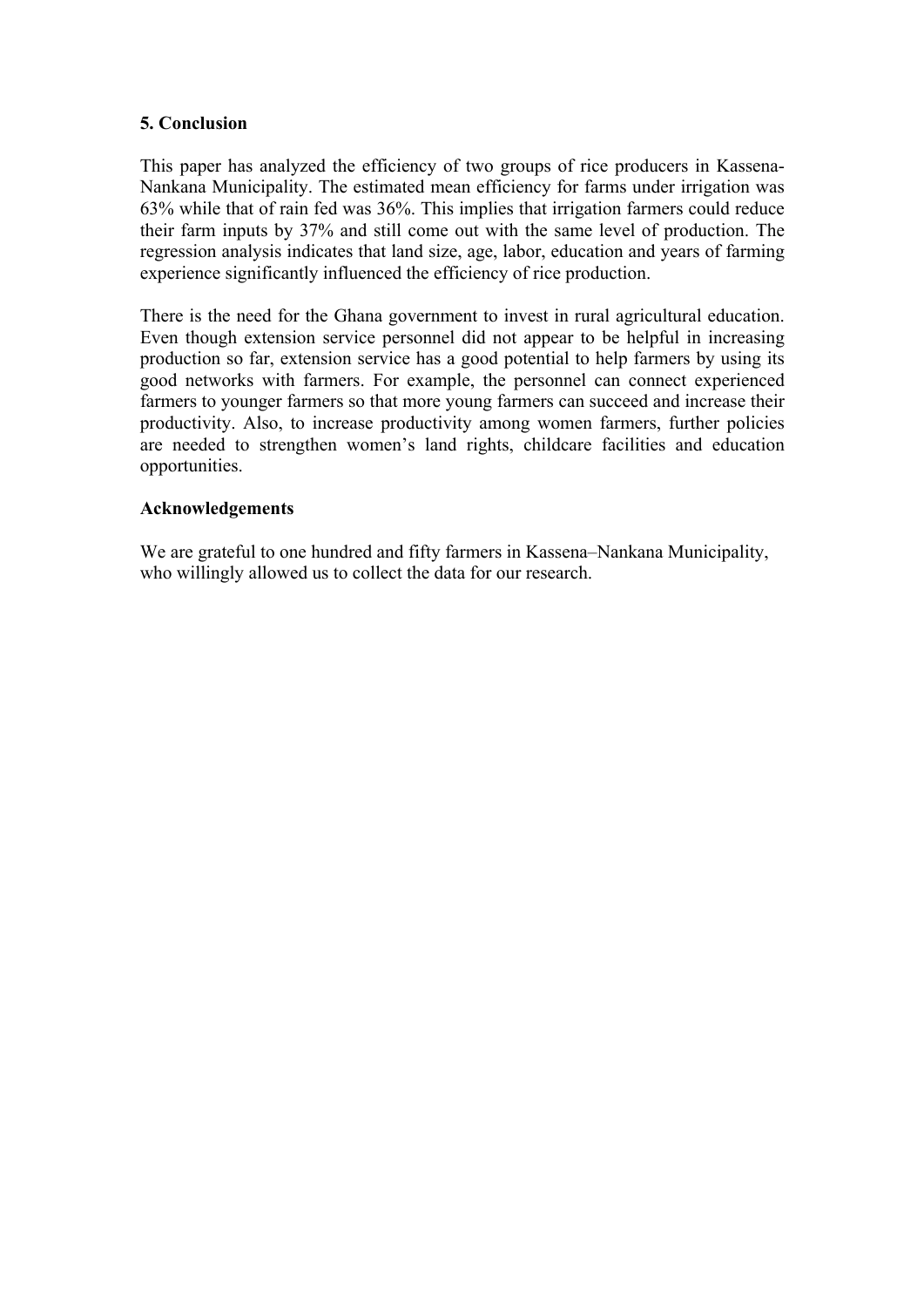## 5. Conclusion

This paper has analyzed the efficiency of two groups of rice producers in Kassena-Nankana Municipality. The estimated mean efficiency for farms under irrigation was 63% while that of rain fed was 36%. This implies that irrigation farmers could reduce their farm inputs by 37% and still come out with the same level of production. The regression analysis indicates that land size, age, labor, education and years of farming experience significantly influenced the efficiency of rice production.

There is the need for the Ghana government to invest in rural agricultural education. Even though extension service personnel did not appear to be helpful in increasing production so far, extension service has a good potential to help farmers by using its good networks with farmers. For example, the personnel can connect experienced farmers to younger farmers so that more young farmers can succeed and increase their productivity. Also, to increase productivity among women farmers, further policies are needed to strengthen women's land rights, childcare facilities and education opportunities.

### Acknowledgements

We are grateful to one hundred and fifty farmers in Kassena–Nankana Municipality, who willingly allowed us to collect the data for our research.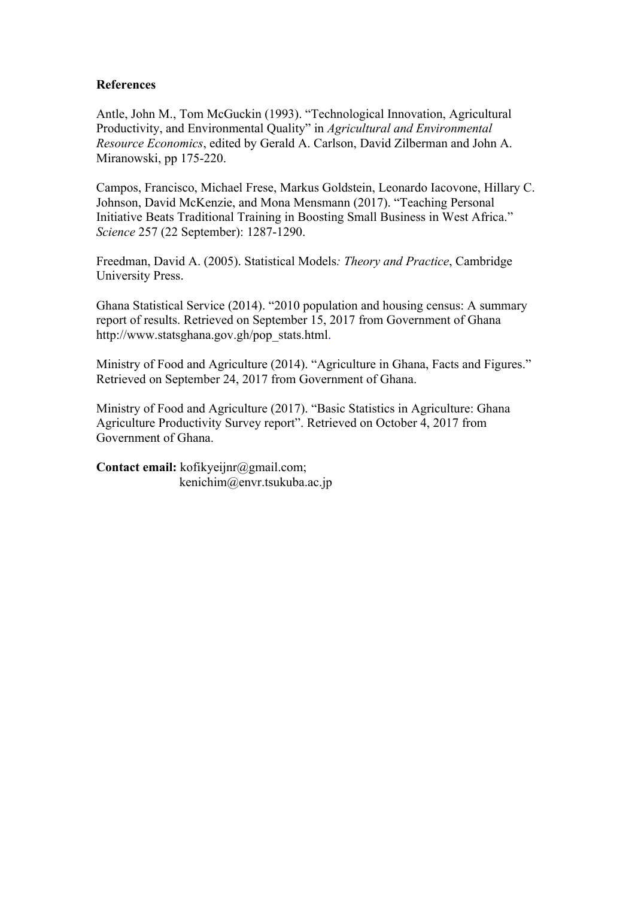**References**

Antle, John M., Tom McGuckin (1993). "Technological Innovation, Agricultural Productivity, and Environmental Quality" in *Agricultural and Environmental Resource Economics*, edited by Gerald A. Carlson, David Zilberman and John A. Miranowski, pp 175-220.

Campos, Francisco, Michael Frese, Markus Goldstein, Leonardo Iacovone, Hillary C. Johnson, David McKenzie, and Mona Mensmann (2017). "Teaching Personal Initiative Beats Traditional Training in Boosting Small Business in West Africa." *Science* 257 (22 September): 1287-1290.

Freedman, David A. (2005). Statistical Models*: Theory and Practice*, Cambridge University Press.

Ghana Statistical Service (2014). "2010 population and housing census: A summary report of results. Retrieved on September 15, 2017 from Government of Ghana http://www.statsghana.gov.gh/pop_stats.html.

Ministry of Food and Agriculture (2014). "Agriculture in Ghana, Facts and Figures." Retrieved on September 24, 2017 from Government of Ghana.

Ministry of Food and Agriculture (2017). "Basic Statistics in Agriculture: Ghana Agriculture Productivity Survey report". Retrieved on October 4, 2017 from Government of Ghana.

**Contact email:** kofikyeijnr@gmail.com;
kenichim@envr.tsukuba.ac.jp